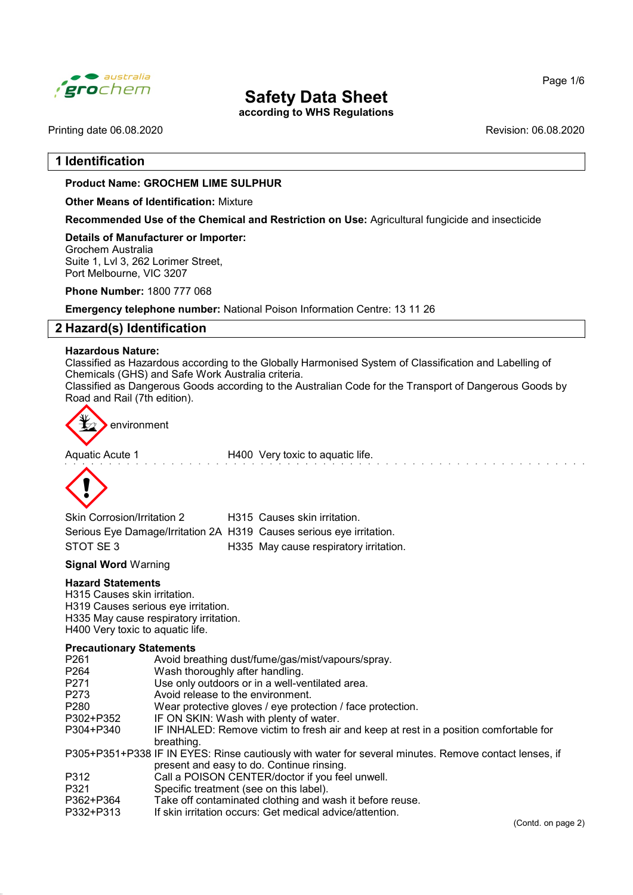# Safety Data Sheet

**according to WHS Regulations**

Printing date 06.08.2020 Revision: 06.08.2020

## 1 Identification

**Product Name: GROCHEM LIME SULPHUR**

**Other Means of Identification:** Mixture

**Recommended Use of the Chemical and Restriction on Use:** Agricultural fungicide and insecticide

**Details of Manufacturer or Importer:**
Grochem Australia
Suite 1, Lvl 3, 262 Lorimer Street,
Port Melbourne, VIC 3207

**Phone Number:** 1800 777 068

**Emergency telephone number:** National Poison Information Centre: 13 11 26

## 2 Hazard(s) Identification

**Hazardous Nature:**
Classified as Hazardous according to the Globally Harmonised System of Classification and Labelling of Chemicals (GHS) and Safe Work Australia criteria.
Classified as Dangerous Goods according to the Australian Code for the Transport of Dangerous Goods by Road and Rail (7th edition).

environment

| | | |
|---|---|---|
| Aquatic Acute 1 | H400 | Very toxic to aquatic life. |

| | | |
|---|---|---|
| Skin Corrosion/Irritation 2 | H315 | Causes skin irritation. |
| Serious Eye Damage/Irritation 2A | H319 | Causes serious eye irritation. |
| STOT SE 3 | H335 | May cause respiratory irritation. |

**Signal Word** Warning

**Hazard Statements**
H315 Causes skin irritation.
H319 Causes serious eye irritation.
H335 May cause respiratory irritation.
H400 Very toxic to aquatic life.

**Precautionary Statements**

| | |
|---|---|
| P261 | Avoid breathing dust/fume/gas/mist/vapours/spray. |
| P264 | Wash thoroughly after handling. |
| P271 | Use only outdoors or in a well-ventilated area. |
| P273 | Avoid release to the environment. |
| P280 | Wear protective gloves / eye protection / face protection. |
| P302+P352 | IF ON SKIN: Wash with plenty of water. |
| P304+P340 | IF INHALED: Remove victim to fresh air and keep at rest in a position comfortable for breathing. |
| P305+P351+P338 | IF IN EYES: Rinse cautiously with water for several minutes. Remove contact lenses, if present and easy to do. Continue rinsing. |
| P312 | Call a POISON CENTER/doctor if you feel unwell. |
| P321 | Specific treatment (see on this label). |
| P362+P364 | Take off contaminated clothing and wash it before reuse. |
| P332+P313 | If skin irritation occurs: Get medical advice/attention. |

(Contd. on page 2)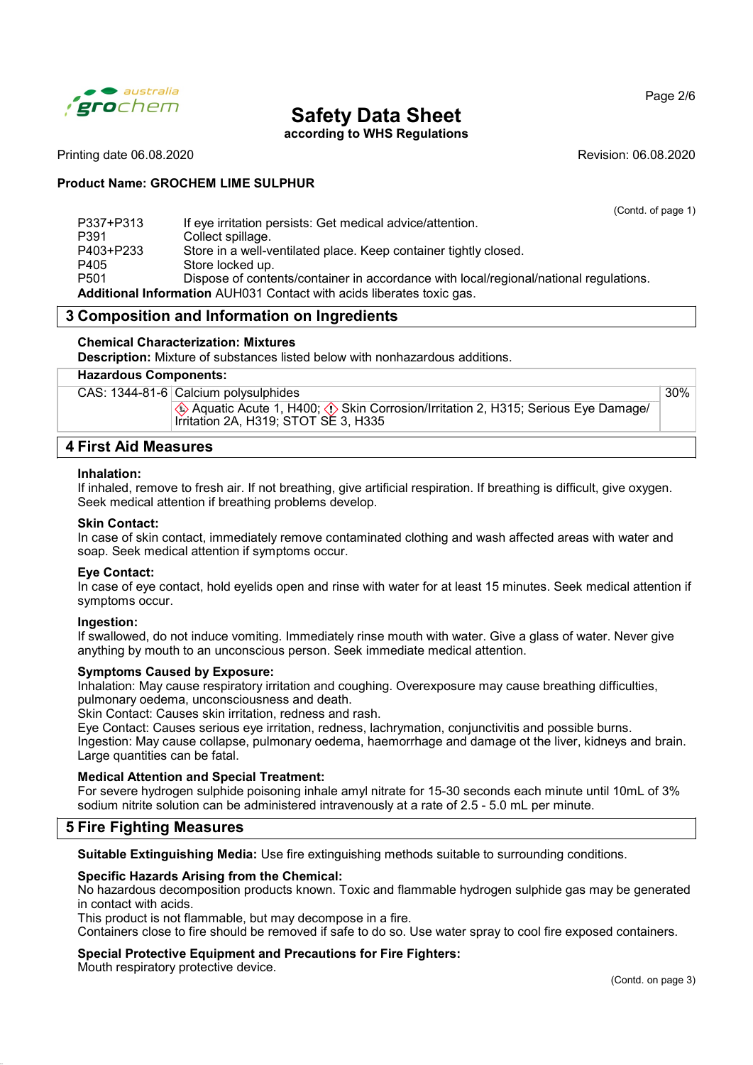**Safety Data Sheet**
according to WHS Regulations

Printing date 06.08.2020 Revision: 06.08.2020

**Product Name: GROCHEM LIME SULPHUR**

(Contd. of page 1)

P337+P313 If eye irritation persists: Get medical advice/attention.
P391 Collect spillage.
P403+P233 Store in a well-ventilated place. Keep container tightly closed.
P405 Store locked up.
P501 Dispose of contents/container in accordance with local/regional/national regulations.

**Additional Information** AUH031 Contact with acids liberates toxic gas.

## 3 Composition and Information on Ingredients

**Chemical Characterization: Mixtures**
**Description:** Mixture of substances listed below with nonhazardous additions.

| **Hazardous Components:** | | |
|---|---|---|
| CAS: 1344-81-6 | Calcium polysulphides | 30% |
| | Aquatic Acute 1, H400; Skin Corrosion/Irritation 2, H315; Serious Eye Damage/ Irritation 2A, H319; STOT SE 3, H335 | |

## 4 First Aid Measures

**Inhalation:**
If inhaled, remove to fresh air. If not breathing, give artificial respiration. If breathing is difficult, give oxygen. Seek medical attention if breathing problems develop.

**Skin Contact:**
In case of skin contact, immediately remove contaminated clothing and wash affected areas with water and soap. Seek medical attention if symptoms occur.

**Eye Contact:**
In case of eye contact, hold eyelids open and rinse with water for at least 15 minutes. Seek medical attention if symptoms occur.

**Ingestion:**
If swallowed, do not induce vomiting. Immediately rinse mouth with water. Give a glass of water. Never give anything by mouth to an unconscious person. Seek immediate medical attention.

**Symptoms Caused by Exposure:**
Inhalation: May cause respiratory irritation and coughing. Overexposure may cause breathing difficulties, pulmonary oedema, unconsciousness and death.
Skin Contact: Causes skin irritation, redness and rash.
Eye Contact: Causes serious eye irritation, redness, lachrymation, conjunctivitis and possible burns.
Ingestion: May cause collapse, pulmonary oedema, haemorrhage and damage ot the liver, kidneys and brain. Large quantities can be fatal.

**Medical Attention and Special Treatment:**
For severe hydrogen sulphide poisoning inhale amyl nitrate for 15-30 seconds each minute until 10mL of 3% sodium nitrite solution can be administered intravenously at a rate of 2.5 - 5.0 mL per minute.

## 5 Fire Fighting Measures

**Suitable Extinguishing Media:** Use fire extinguishing methods suitable to surrounding conditions.

**Specific Hazards Arising from the Chemical:**
No hazardous decomposition products known. Toxic and flammable hydrogen sulphide gas may be generated in contact with acids.
This product is not flammable, but may decompose in a fire.
Containers close to fire should be removed if safe to do so. Use water spray to cool fire exposed containers.

**Special Protective Equipment and Precautions for Fire Fighters:**
Mouth respiratory protective device.

(Contd. on page 3)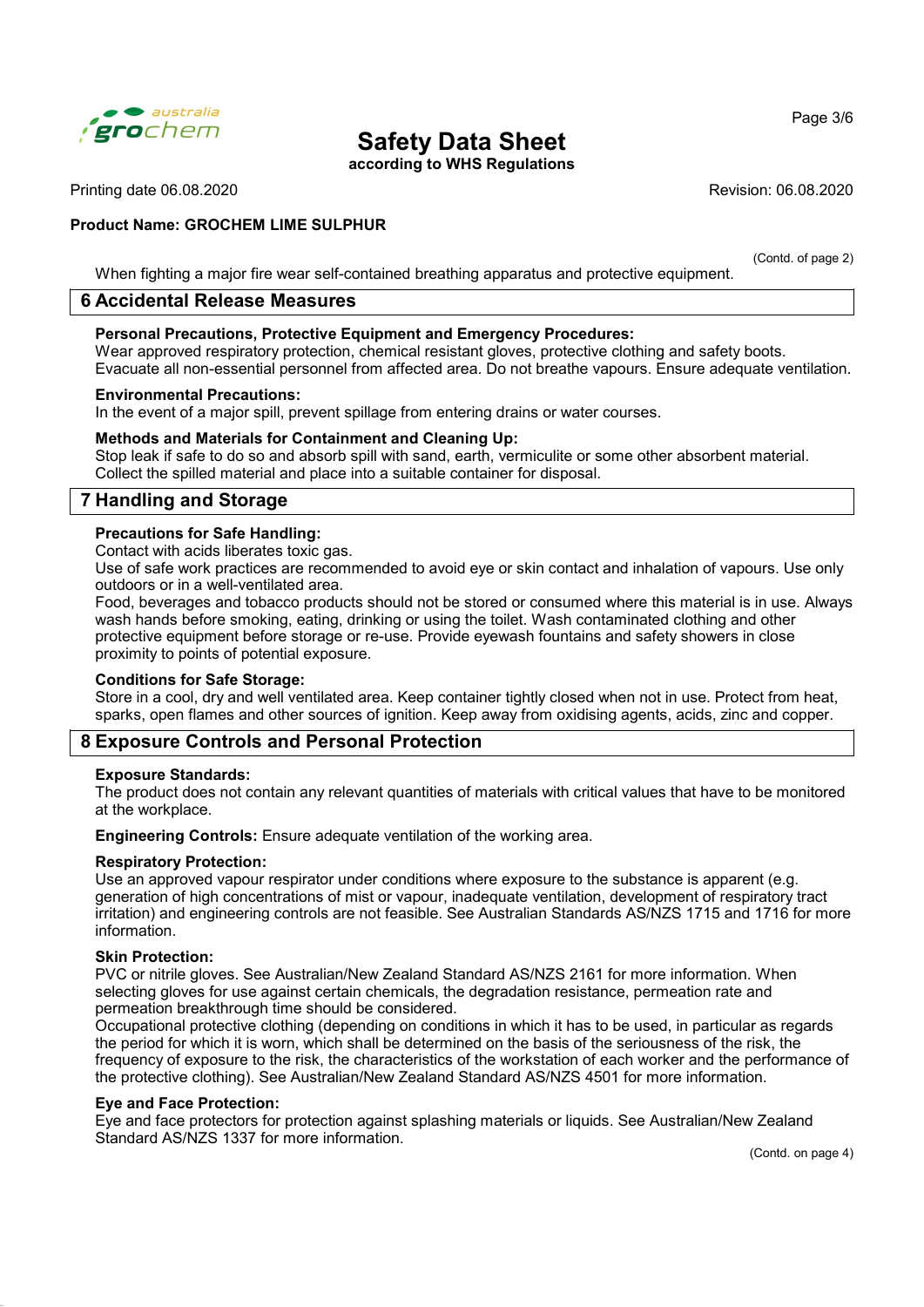When fighting a major fire wear self-contained breathing apparatus and protective equipment.

## 6 Accidental Release Measures

**Personal Precautions, Protective Equipment and Emergency Procedures:**
Wear approved respiratory protection, chemical resistant gloves, protective clothing and safety boots. Evacuate all non-essential personnel from affected area. Do not breathe vapours. Ensure adequate ventilation.

**Environmental Precautions:**
In the event of a major spill, prevent spillage from entering drains or water courses.

**Methods and Materials for Containment and Cleaning Up:**
Stop leak if safe to do so and absorb spill with sand, earth, vermiculite or some other absorbent material. Collect the spilled material and place into a suitable container for disposal.

## 7 Handling and Storage

**Precautions for Safe Handling:**
Contact with acids liberates toxic gas.
Use of safe work practices are recommended to avoid eye or skin contact and inhalation of vapours. Use only outdoors or in a well-ventilated area.
Food, beverages and tobacco products should not be stored or consumed where this material is in use. Always wash hands before smoking, eating, drinking or using the toilet. Wash contaminated clothing and other protective equipment before storage or re-use. Provide eyewash fountains and safety showers in close proximity to points of potential exposure.

**Conditions for Safe Storage:**
Store in a cool, dry and well ventilated area. Keep container tightly closed when not in use. Protect from heat, sparks, open flames and other sources of ignition. Keep away from oxidising agents, acids, zinc and copper.

## 8 Exposure Controls and Personal Protection

**Exposure Standards:**
The product does not contain any relevant quantities of materials with critical values that have to be monitored at the workplace.

**Engineering Controls:** Ensure adequate ventilation of the working area.

**Respiratory Protection:**
Use an approved vapour respirator under conditions where exposure to the substance is apparent (e.g. generation of high concentrations of mist or vapour, inadequate ventilation, development of respiratory tract irritation) and engineering controls are not feasible. See Australian Standards AS/NZS 1715 and 1716 for more information.

**Skin Protection:**
PVC or nitrile gloves. See Australian/New Zealand Standard AS/NZS 2161 for more information. When selecting gloves for use against certain chemicals, the degradation resistance, permeation rate and permeation breakthrough time should be considered.
Occupational protective clothing (depending on conditions in which it has to be used, in particular as regards the period for which it is worn, which shall be determined on the basis of the seriousness of the risk, the frequency of exposure to the risk, the characteristics of the workstation of each worker and the performance of the protective clothing). See Australian/New Zealand Standard AS/NZS 4501 for more information.

**Eye and Face Protection:**
Eye and face protectors for protection against splashing materials or liquids. See Australian/New Zealand Standard AS/NZS 1337 for more information.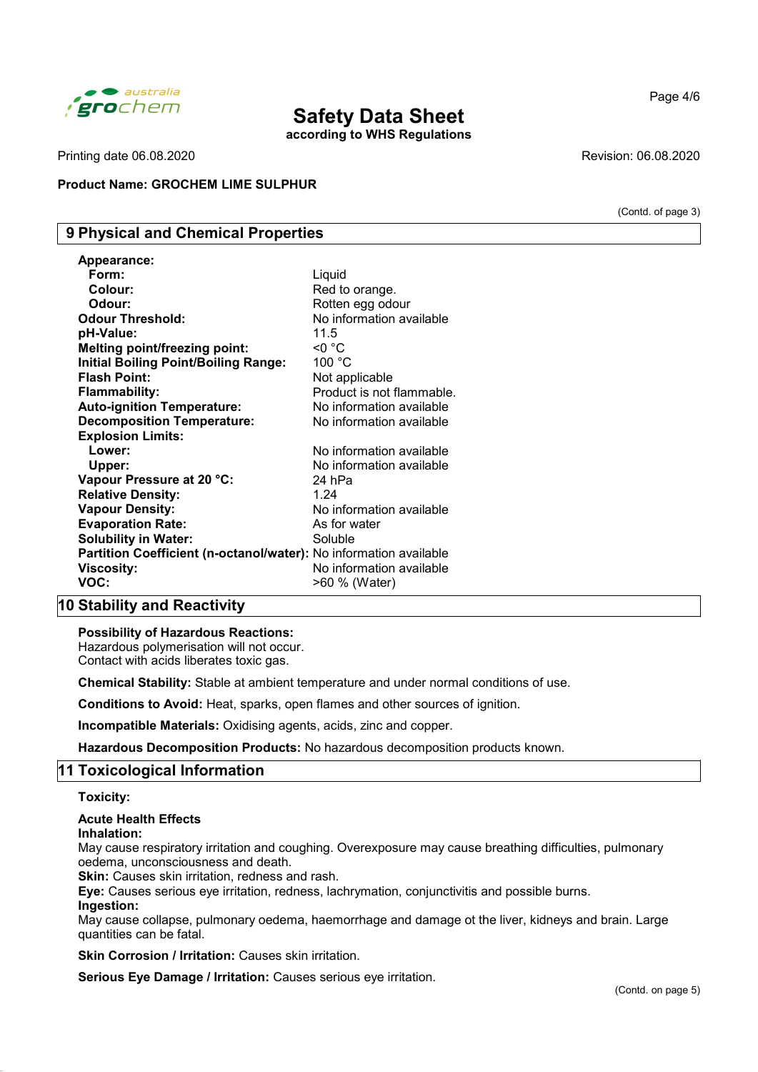**Product Name: GROCHEM LIME SULPHUR**

(Contd. of page 3)

## 9 Physical and Chemical Properties

| | |
|---|---|
| **Appearance:** | |
| **Form:** | Liquid |
| **Colour:** | Red to orange. |
| **Odour:** | Rotten egg odour |
| **Odour Threshold:** | No information available |
| **pH-Value:** | 11.5 |
| **Melting point/freezing point:** | <0 °C |
| **Initial Boiling Point/Boiling Range:** | 100 °C |
| **Flash Point:** | Not applicable |
| **Flammability:** | Product is not flammable. |
| **Auto-ignition Temperature:** | No information available |
| **Decomposition Temperature:** | No information available |
| **Explosion Limits:** | |
| **Lower:** | No information available |
| **Upper:** | No information available |
| **Vapour Pressure at 20 °C:** | 24 hPa |
| **Relative Density:** | 1.24 |
| **Vapour Density:** | No information available |
| **Evaporation Rate:** | As for water |
| **Solubility in Water:** | Soluble |
| **Partition Coefficient (n-octanol/water):** | No information available |
| **Viscosity:** | No information available |
| **VOC:** | >60 % (Water) |

## 10 Stability and Reactivity

**Possibility of Hazardous Reactions:**
Hazardous polymerisation will not occur.
Contact with acids liberates toxic gas.

**Chemical Stability:** Stable at ambient temperature and under normal conditions of use.

**Conditions to Avoid:** Heat, sparks, open flames and other sources of ignition.

**Incompatible Materials:** Oxidising agents, acids, zinc and copper.

**Hazardous Decomposition Products:** No hazardous decomposition products known.

## 11 Toxicological Information

**Toxicity:**

**Acute Health Effects**
**Inhalation:**
May cause respiratory irritation and coughing. Overexposure may cause breathing difficulties, pulmonary oedema, unconsciousness and death.
**Skin:** Causes skin irritation, redness and rash.
**Eye:** Causes serious eye irritation, redness, lachrymation, conjunctivitis and possible burns.
**Ingestion:**
May cause collapse, pulmonary oedema, haemorrhage and damage ot the liver, kidneys and brain. Large quantities can be fatal.

**Skin Corrosion / Irritation:** Causes skin irritation.

**Serious Eye Damage / Irritation:** Causes serious eye irritation.

(Contd. on page 5)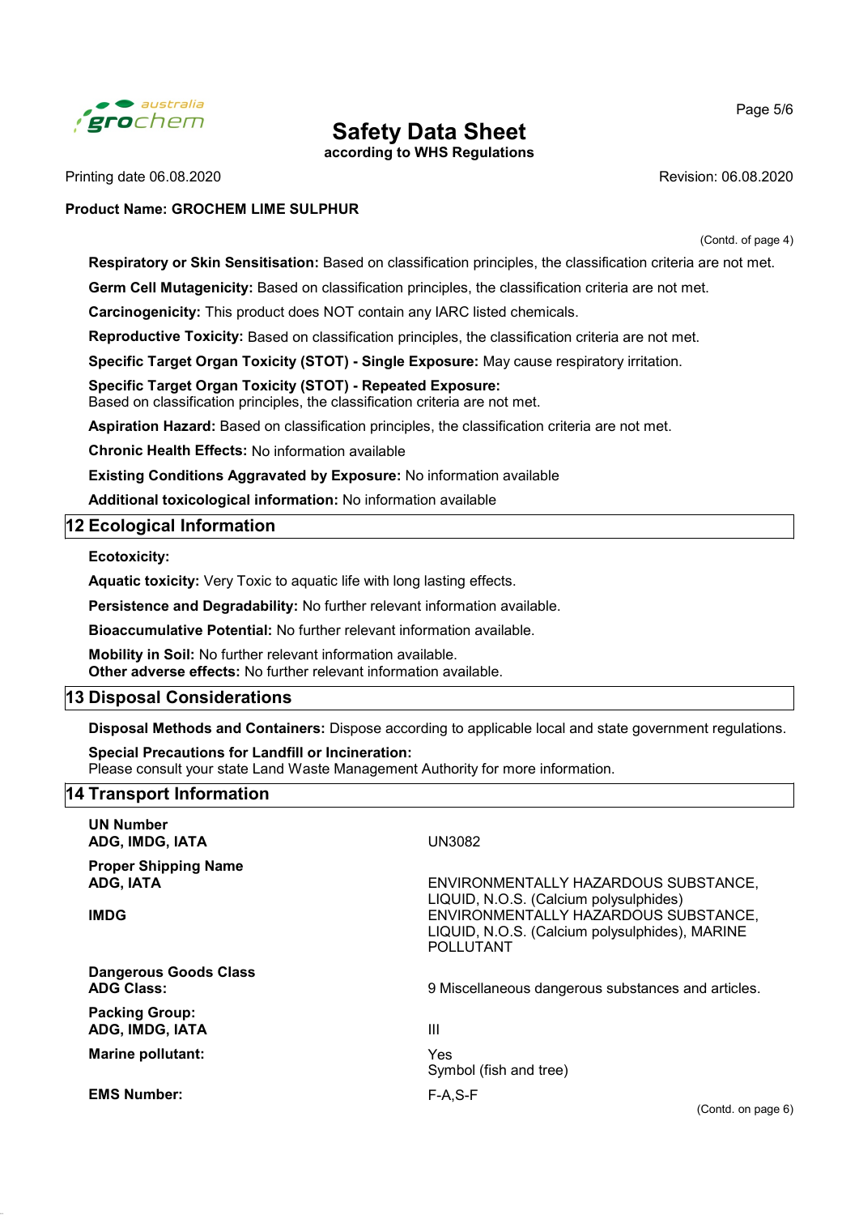(Contd. of page 4)

**Respiratory or Skin Sensitisation:** Based on classification principles, the classification criteria are not met.

**Germ Cell Mutagenicity:** Based on classification principles, the classification criteria are not met.

**Carcinogenicity:** This product does NOT contain any IARC listed chemicals.

**Reproductive Toxicity:** Based on classification principles, the classification criteria are not met.

**Specific Target Organ Toxicity (STOT) - Single Exposure:** May cause respiratory irritation.

**Specific Target Organ Toxicity (STOT) - Repeated Exposure:**
Based on classification principles, the classification criteria are not met.

**Aspiration Hazard:** Based on classification principles, the classification criteria are not met.

**Chronic Health Effects:** No information available

**Existing Conditions Aggravated by Exposure:** No information available

**Additional toxicological information:** No information available

## 12 Ecological Information

**Ecotoxicity:**

**Aquatic toxicity:** Very Toxic to aquatic life with long lasting effects.

**Persistence and Degradability:** No further relevant information available.

**Bioaccumulative Potential:** No further relevant information available.

**Mobility in Soil:** No further relevant information available.
**Other adverse effects:** No further relevant information available.

## 13 Disposal Considerations

**Disposal Methods and Containers:** Dispose according to applicable local and state government regulations.

**Special Precautions for Landfill or Incineration:**
Please consult your state Land Waste Management Authority for more information.

## 14 Transport Information

| | |
|---|---|
| **UN Number** | |
| **ADG, IMDG, IATA** | UN3082 |
| **Proper Shipping Name** | |
| **ADG, IATA** | ENVIRONMENTALLY HAZARDOUS SUBSTANCE, LIQUID, N.O.S. (Calcium polysulphides) |
| **IMDG** | ENVIRONMENTALLY HAZARDOUS SUBSTANCE, LIQUID, N.O.S. (Calcium polysulphides), MARINE POLLUTANT |
| **Dangerous Goods Class** | |
| **ADG Class:** | 9 Miscellaneous dangerous substances and articles. |
| **Packing Group:** | |
| **ADG, IMDG, IATA** | III |
| **Marine pollutant:** | Yes<br>Symbol (fish and tree) |
| **EMS Number:** | F-A,S-F |

(Contd. on page 6)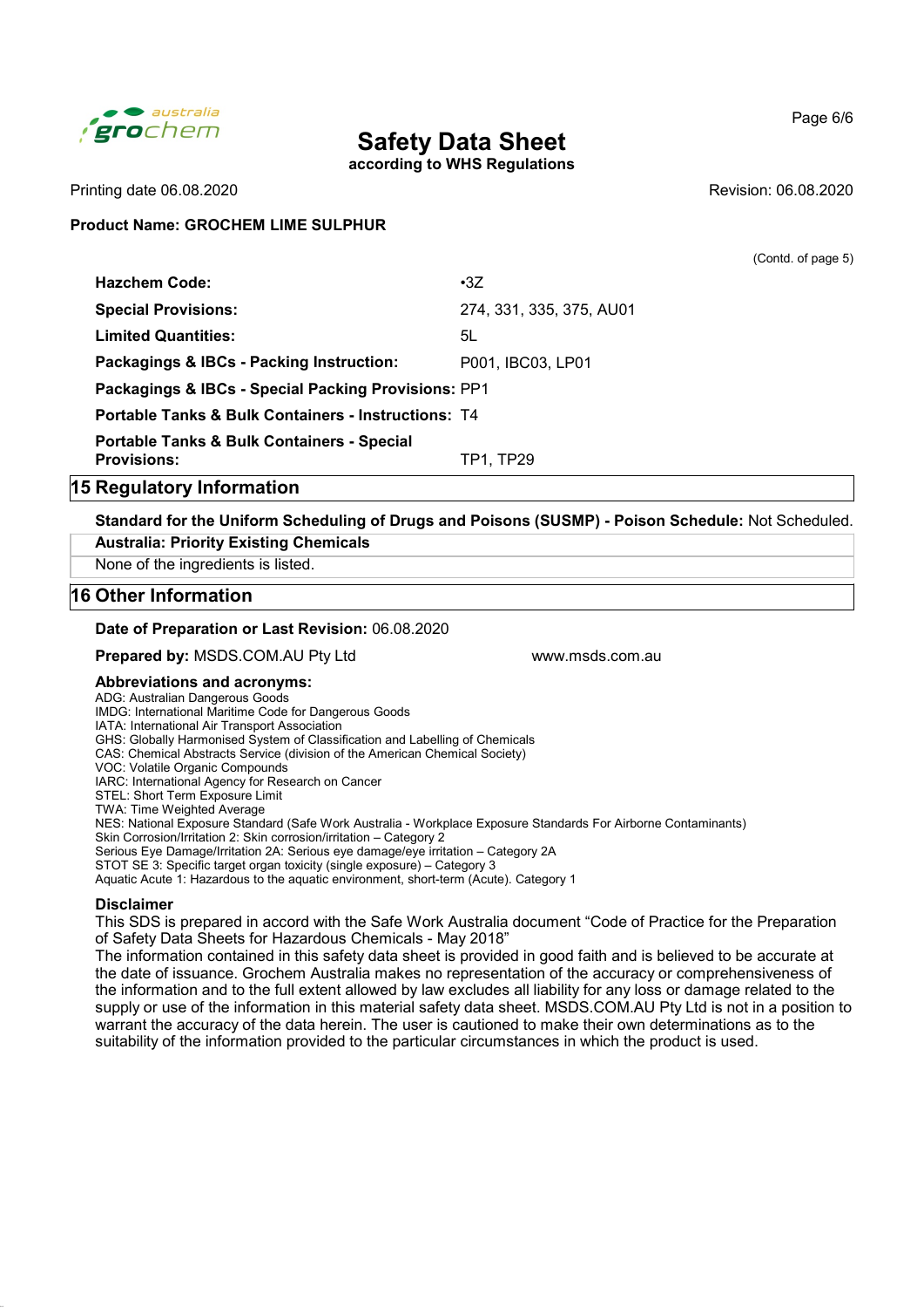(Contd. of page 5)

| | |
|---|---|
| **Hazchem Code:** | •3Z |
| **Special Provisions:** | 274, 331, 335, 375, AU01 |
| **Limited Quantities:** | 5L |
| **Packagings & IBCs - Packing Instruction:** | P001, IBC03, LP01 |
| **Packagings & IBCs - Special Packing Provisions:** | PP1 |
| **Portable Tanks & Bulk Containers - Instructions:** | T4 |
| **Portable Tanks & Bulk Containers - Special Provisions:** | TP1, TP29 |

## 15 Regulatory Information

**Standard for the Uniform Scheduling of Drugs and Poisons (SUSMP) - Poison Schedule:** Not Scheduled.

**Australia: Priority Existing Chemicals**

None of the ingredients is listed.

## 16 Other Information

**Date of Preparation or Last Revision:** 06.08.2020

**Prepared by:** MSDS.COM.AU Pty Ltd www.msds.com.au

**Abbreviations and acronyms:**

ADG: Australian Dangerous Goods
IMDG: International Maritime Code for Dangerous Goods
IATA: International Air Transport Association
GHS: Globally Harmonised System of Classification and Labelling of Chemicals
CAS: Chemical Abstracts Service (division of the American Chemical Society)
VOC: Volatile Organic Compounds
IARC: International Agency for Research on Cancer
STEL: Short Term Exposure Limit
TWA: Time Weighted Average
NES: National Exposure Standard (Safe Work Australia - Workplace Exposure Standards For Airborne Contaminants)
Skin Corrosion/Irritation 2: Skin corrosion/irritation – Category 2
Serious Eye Damage/Irritation 2A: Serious eye damage/eye irritation – Category 2A
STOT SE 3: Specific target organ toxicity (single exposure) – Category 3
Aquatic Acute 1: Hazardous to the aquatic environment, short-term (Acute). Category 1

**Disclaimer**

This SDS is prepared in accord with the Safe Work Australia document "Code of Practice for the Preparation of Safety Data Sheets for Hazardous Chemicals - May 2018"
The information contained in this safety data sheet is provided in good faith and is believed to be accurate at the date of issuance. Grochem Australia makes no representation of the accuracy or comprehensiveness of the information and to the full extent allowed by law excludes all liability for any loss or damage related to the supply or use of the information in this material safety data sheet. MSDS.COM.AU Pty Ltd is not in a position to warrant the accuracy of the data herein. The user is cautioned to make their own determinations as to the suitability of the information provided to the particular circumstances in which the product is used.